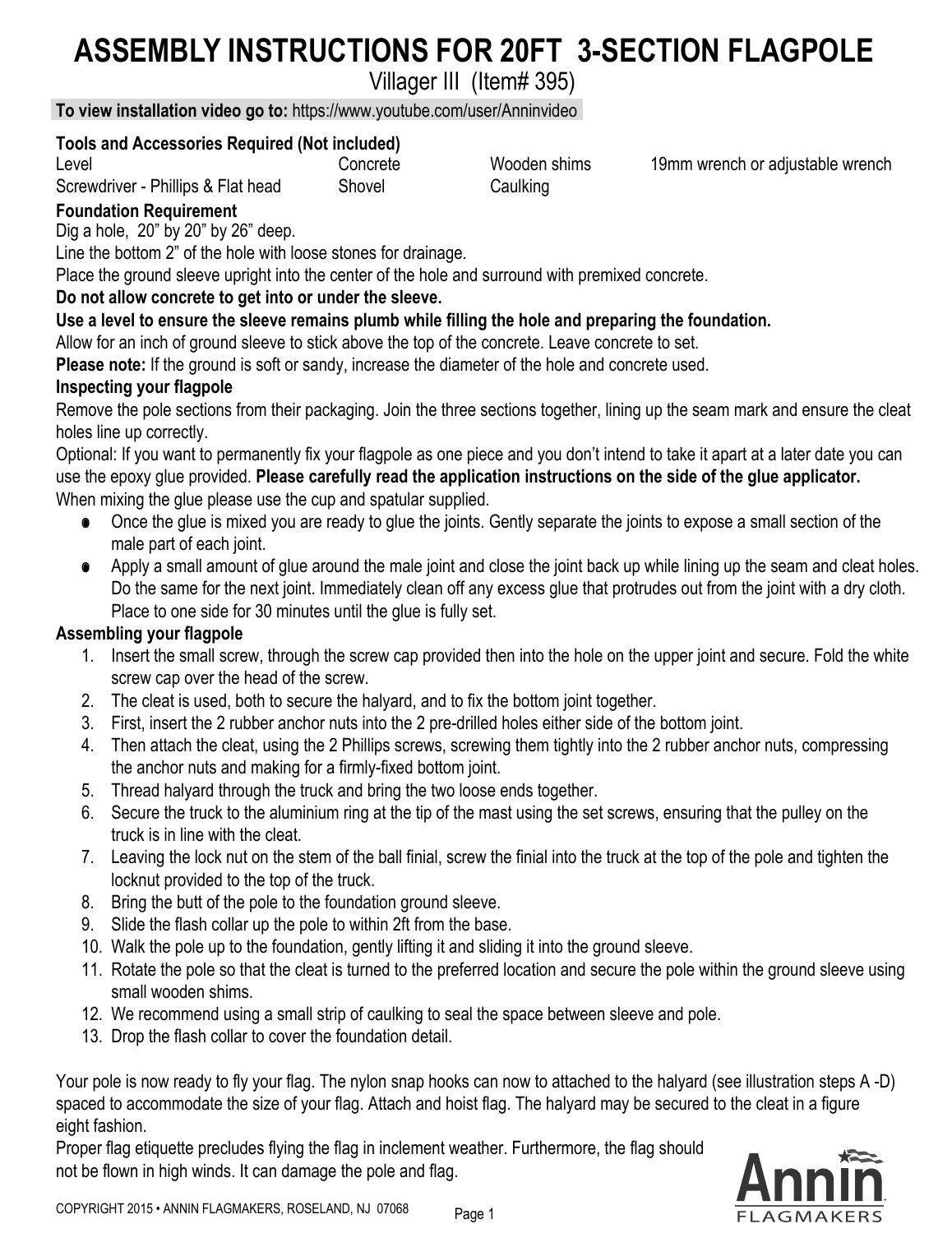# ASSEMBLY INSTRUCTIONS FOR 20FT 3-SECTION FLAGPOLE

Villager III (Item# 395)

**To view installation video go to:** https://www.youtube.com/user/Anninvideo

**Tools and Accessories Required (Not included)**

| | | | |
|---|---|---|---|
| Level | Concrete | Wooden shims | 19mm wrench or adjustable wrench |
| Screwdriver - Phillips & Flat head | Shovel | Caulking | |

**Foundation Requirement**

Dig a hole, 20" by 20" by 26" deep.

Line the bottom 2" of the hole with loose stones for drainage.

Place the ground sleeve upright into the center of the hole and surround with premixed concrete.

**Do not allow concrete to get into or under the sleeve.**

**Use a level to ensure the sleeve remains plumb while filling the hole and preparing the foundation.**

Allow for an inch of ground sleeve to stick above the top of the concrete. Leave concrete to set.

**Please note:** If the ground is soft or sandy, increase the diameter of the hole and concrete used.

**Inspecting your flagpole**

Remove the pole sections from their packaging. Join the three sections together, lining up the seam mark and ensure the cleat holes line up correctly.

Optional: If you want to permanently fix your flagpole as one piece and you don't intend to take it apart at a later date you can use the epoxy glue provided. **Please carefully read the application instructions on the side of the glue applicator.** When mixing the glue please use the cup and spatular supplied.

- Once the glue is mixed you are ready to glue the joints. Gently separate the joints to expose a small section of the male part of each joint.
- Apply a small amount of glue around the male joint and close the joint back up while lining up the seam and cleat holes. Do the same for the next joint. Immediately clean off any excess glue that protrudes out from the joint with a dry cloth. Place to one side for 30 minutes until the glue is fully set.

**Assembling your flagpole**

1. Insert the small screw, through the screw cap provided then into the hole on the upper joint and secure. Fold the white screw cap over the head of the screw.
2. The cleat is used, both to secure the halyard, and to fix the bottom joint together.
3. First, insert the 2 rubber anchor nuts into the 2 pre-drilled holes either side of the bottom joint.
4. Then attach the cleat, using the 2 Phillips screws, screwing them tightly into the 2 rubber anchor nuts, compressing the anchor nuts and making for a firmly-fixed bottom joint.
5. Thread halyard through the truck and bring the two loose ends together.
6. Secure the truck to the aluminium ring at the tip of the mast using the set screws, ensuring that the pulley on the truck is in line with the cleat.
7. Leaving the lock nut on the stem of the ball finial, screw the finial into the truck at the top of the pole and tighten the locknut provided to the top of the truck.
8. Bring the butt of the pole to the foundation ground sleeve.
9. Slide the flash collar up the pole to within 2ft from the base.
10. Walk the pole up to the foundation, gently lifting it and sliding it into the ground sleeve.
11. Rotate the pole so that the cleat is turned to the preferred location and secure the pole within the ground sleeve using small wooden shims.
12. We recommend using a small strip of caulking to seal the space between sleeve and pole.
13. Drop the flash collar to cover the foundation detail.

Your pole is now ready to fly your flag. The nylon snap hooks can now to attached to the halyard (see illustration steps A -D) spaced to accommodate the size of your flag. Attach and hoist flag. The halyard may be secured to the cleat in a figure eight fashion.

Proper flag etiquette precludes flying the flag in inclement weather. Furthermore, the flag should not be flown in high winds. It can damage the pole and flag.

Annin FLAGMAKERS

COPYRIGHT 2015 • ANNIN FLAGMAKERS, ROSELAND, NJ 07068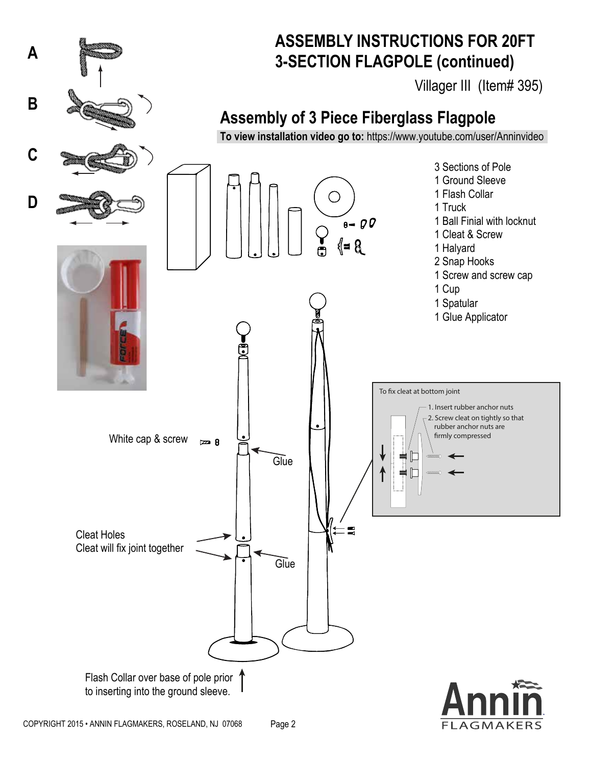# ASSEMBLY INSTRUCTIONS FOR 20FT 3-SECTION FLAGPOLE (continued)

Villager III (Item# 395)

## Assembly of 3 Piece Fiberglass Flagpole

**To view installation video go to:** https://www.youtube.com/user/Anninvideo

A

B

C

D

- 3 Sections of Pole
- 1 Ground Sleeve
- 1 Flash Collar
- 1 Truck
- 1 Ball Finial with locknut
- 1 Cleat & Screw
- 1 Halyard
- 2 Snap Hooks
- 1 Screw and screw cap
- 1 Cup
- 1 Spatular
- 1 Glue Applicator

White cap & screw

Glue

Cleat Holes
Cleat will fix joint together

Glue

To fix cleat at bottom joint

1. Insert rubber anchor nuts
2. Screw cleat on tightly so that rubber anchor nuts are firmly compressed

Flash Collar over base of pole prior to inserting into the ground sleeve.

COPYRIGHT 2015 • ANNIN FLAGMAKERS, ROSELAND, NJ 07068